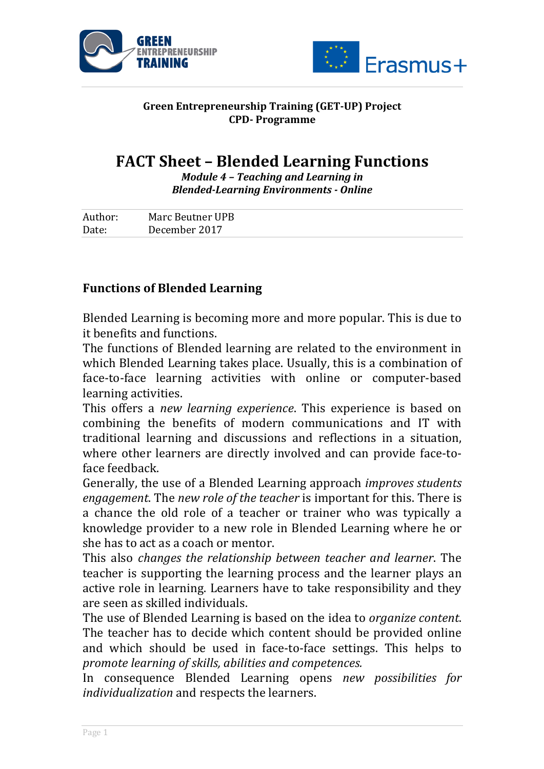**Green Entrepreneurship Training (GET-UP) Project**
**CPD- Programme**

# FACT Sheet – Blended Learning Functions

***Module 4 – Teaching and Learning in Blended-Learning Environments - Online***

| Author: | Marc Beutner UPB |
| --- | --- |
| Date: | December 2017 |

## Functions of Blended Learning

Blended Learning is becoming more and more popular. This is due to it benefits and functions.
The functions of Blended learning are related to the environment in which Blended Learning takes place. Usually, this is a combination of face-to-face learning activities with online or computer-based learning activities.
This offers a *new learning experience*. This experience is based on combining the benefits of modern communications and IT with traditional learning and discussions and reflections in a situation, where other learners are directly involved and can provide face-to-face feedback.
Generally, the use of a Blended Learning approach *improves students engagement*. The *new role of the teacher* is important for this. There is a chance the old role of a teacher or trainer who was typically a knowledge provider to a new role in Blended Learning where he or she has to act as a coach or mentor.
This also *changes the relationship between teacher and learner*. The teacher is supporting the learning process and the learner plays an active role in learning. Learners have to take responsibility and they are seen as skilled individuals.
The use of Blended Learning is based on the idea to *organize content*. The teacher has to decide which content should be provided online and which should be used in face-to-face settings. This helps to *promote learning of skills, abilities and competences.*
In consequence Blended Learning opens *new possibilities for individualization* and respects the learners.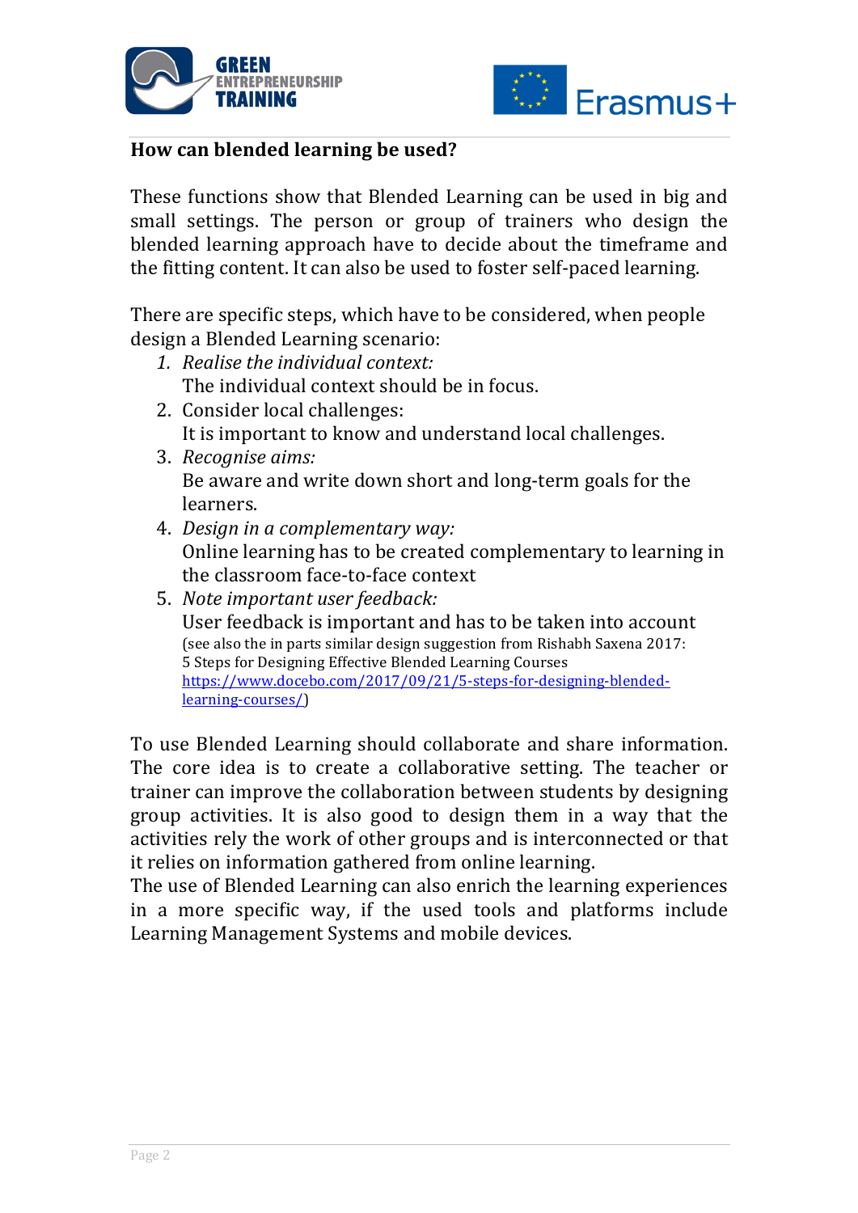**How can blended learning be used?**

These functions show that Blended Learning can be used in big and small settings. The person or group of trainers who design the blended learning approach have to decide about the timeframe and the fitting content. It can also be used to foster self-paced learning.

There are specific steps, which have to be considered, when people design a Blended Learning scenario:

1. *Realise the individual context:*
   The individual context should be in focus.
2. Consider local challenges:
   It is important to know and understand local challenges.
3. *Recognise aims:*
   Be aware and write down short and long-term goals for the learners.
4. *Design in a complementary way:*
   Online learning has to be created complementary to learning in the classroom face-to-face context
5. *Note important user feedback:*
   User feedback is important and has to be taken into account
   (see also the in parts similar design suggestion from Rishabh Saxena 2017: 5 Steps for Designing Effective Blended Learning Courses [https://www.docebo.com/2017/09/21/5-steps-for-designing-blended-learning-courses/](https://www.docebo.com/2017/09/21/5-steps-for-designing-blended-learning-courses/))

To use Blended Learning should collaborate and share information. The core idea is to create a collaborative setting. The teacher or trainer can improve the collaboration between students by designing group activities. It is also good to design them in a way that the activities rely the work of other groups and is interconnected or that it relies on information gathered from online learning.
The use of Blended Learning can also enrich the learning experiences in a more specific way, if the used tools and platforms include Learning Management Systems and mobile devices.